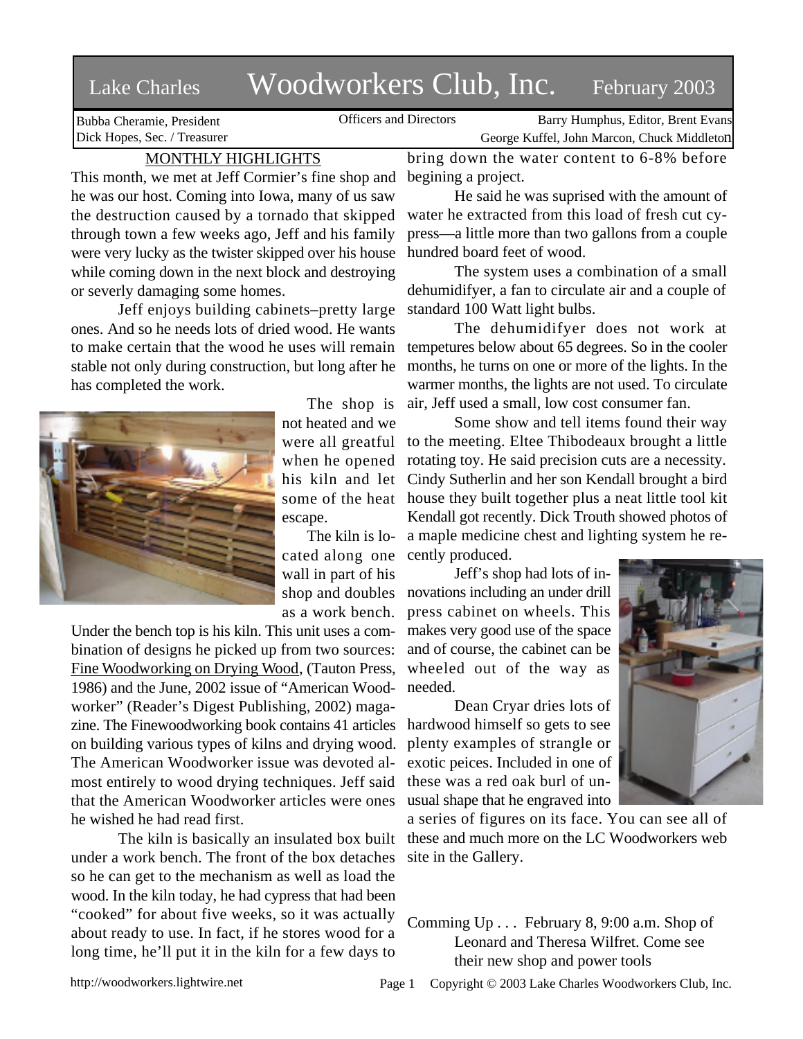# Lake Charles Woodworkers Club, Inc. February 2003

Bubba Cheramie, President
Dick Hopes, Sec. / Treasurer

Officers and Directors

Barry Humphus, Editor, Brent Evans
George Kuffel, John Marcon, Chuck Middleton

## MONTHLY HIGHLIGHTS

This month, we met at Jeff Cormier's fine shop and he was our host. Coming into Iowa, many of us saw the destruction caused by a tornado that skipped through town a few weeks ago, Jeff and his family were very lucky as the twister skipped over his house while coming down in the next block and destroying or severly damaging some homes.

Jeff enjoys building cabinets–pretty large ones. And so he needs lots of dried wood. He wants to make certain that the wood he uses will remain stable not only during construction, but long after he has completed the work.

The shop is not heated and we were all greatful when he opened his kiln and let some of the heat escape.

The kiln is located along one wall in part of his shop and doubles as a work bench. Under the bench top is his kiln. This unit uses a combination of designs he picked up from two sources: Fine Woodworking on Drying Wood, (Tauton Press, 1986) and the June, 2002 issue of "American Woodworker" (Reader's Digest Publishing, 2002) magazine. The Finewoodworking book contains 41 articles on building various types of kilns and drying wood. The American Woodworker issue was devoted almost entirely to wood drying techniques. Jeff said that the American Woodworker articles were ones he wished he had read first.

The kiln is basically an insulated box built under a work bench. The front of the box detaches so he can get to the mechanism as well as load the wood. In the kiln today, he had cypress that had been "cooked" for about five weeks, so it was actually about ready to use. In fact, if he stores wood for a long time, he'll put it in the kiln for a few days to bring down the water content to 6-8% before begining a project.

He said he was suprised with the amount of water he extracted from this load of fresh cut cypress—a little more than two gallons from a couple hundred board feet of wood.

The system uses a combination of a small dehumidifyer, a fan to circulate air and a couple of standard 100 Watt light bulbs.

The dehumidifyer does not work at tempetures below about 65 degrees. So in the cooler months, he turns on one or more of the lights. In the warmer months, the lights are not used. To circulate air, Jeff used a small, low cost consumer fan.

Some show and tell items found their way to the meeting. Eltee Thibodeaux brought a little rotating toy. He said precision cuts are a necessity. Cindy Sutherlin and her son Kendall brought a bird house they built together plus a neat little tool kit Kendall got recently. Dick Trouth showed photos of a maple medicine chest and lighting system he recently produced.

Jeff's shop had lots of innovations including an under drill press cabinet on wheels. This makes very good use of the space and of course, the cabinet can be wheeled out of the way as needed.

Dean Cryar dries lots of hardwood himself so gets to see plenty examples of strangle or exotic peices. Included in one of these was a red oak burl of unusual shape that he engraved into a series of figures on its face. You can see all of these and much more on the LC Woodworkers web site in the Gallery.

Comming Up . . . February 8, 9:00 a.m. Shop of Leonard and Theresa Wilfret. Come see their new shop and power tools

http://woodworkers.lightwire.net

Copyright © 2003 Lake Charles Woodworkers Club, Inc.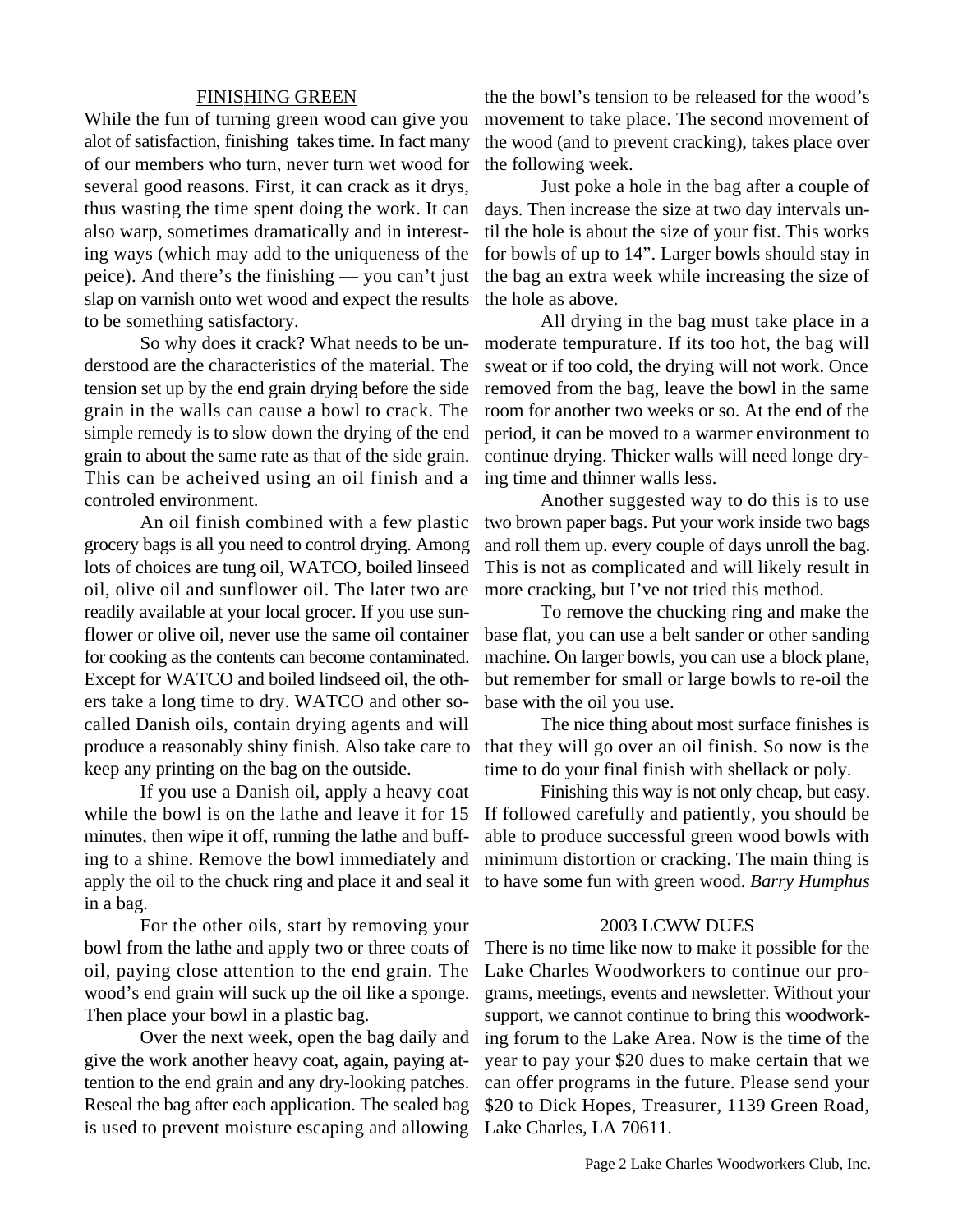## FINISHING GREEN

While the fun of turning green wood can give you alot of satisfaction, finishing takes time. In fact many of our members who turn, never turn wet wood for several good reasons. First, it can crack as it drys, thus wasting the time spent doing the work. It can also warp, sometimes dramatically and in interesting ways (which may add to the uniqueness of the peice). And there's the finishing — you can't just slap on varnish onto wet wood and expect the results to be something satisfactory.

So why does it crack? What needs to be understood are the characteristics of the material. The tension set up by the end grain drying before the side grain in the walls can cause a bowl to crack. The simple remedy is to slow down the drying of the end grain to about the same rate as that of the side grain. This can be acheived using an oil finish and a controled environment.

An oil finish combined with a few plastic grocery bags is all you need to control drying. Among lots of choices are tung oil, WATCO, boiled linseed oil, olive oil and sunflower oil. The later two are readily available at your local grocer. If you use sunflower or olive oil, never use the same oil container for cooking as the contents can become contaminated. Except for WATCO and boiled lindseed oil, the others take a long time to dry. WATCO and other so-called Danish oils, contain drying agents and will produce a reasonably shiny finish. Also take care to keep any printing on the bag on the outside.

If you use a Danish oil, apply a heavy coat while the bowl is on the lathe and leave it for 15 minutes, then wipe it off, running the lathe and buffing to a shine. Remove the bowl immediately and apply the oil to the chuck ring and place it and seal it in a bag.

For the other oils, start by removing your bowl from the lathe and apply two or three coats of oil, paying close attention to the end grain. The wood's end grain will suck up the oil like a sponge. Then place your bowl in a plastic bag.

Over the next week, open the bag daily and give the work another heavy coat, again, paying attention to the end grain and any dry-looking patches. Reseal the bag after each application. The sealed bag is used to prevent moisture escaping and allowing the the bowl's tension to be released for the wood's movement to take place. The second movement of the wood (and to prevent cracking), takes place over the following week.

Just poke a hole in the bag after a couple of days. Then increase the size at two day intervals until the hole is about the size of your fist. This works for bowls of up to 14". Larger bowls should stay in the bag an extra week while increasing the size of the hole as above.

All drying in the bag must take place in a moderate tempurature. If its too hot, the bag will sweat or if too cold, the drying will not work. Once removed from the bag, leave the bowl in the same room for another two weeks or so. At the end of the period, it can be moved to a warmer environment to continue drying. Thicker walls will need longe drying time and thinner walls less.

Another suggested way to do this is to use two brown paper bags. Put your work inside two bags and roll them up. every couple of days unroll the bag. This is not as complicated and will likely result in more cracking, but I've not tried this method.

To remove the chucking ring and make the base flat, you can use a belt sander or other sanding machine. On larger bowls, you can use a block plane, but remember for small or large bowls to re-oil the base with the oil you use.

The nice thing about most surface finishes is that they will go over an oil finish. So now is the time to do your final finish with shellack or poly.

Finishing this way is not only cheap, but easy. If followed carefully and patiently, you should be able to produce successful green wood bowls with minimum distortion or cracking. The main thing is to have some fun with green wood. *Barry Humphus*

## 2003 LCWW DUES

There is no time like now to make it possible for the Lake Charles Woodworkers to continue our programs, meetings, events and newsletter. Without your support, we cannot continue to bring this woodworking forum to the Lake Area. Now is the time of the year to pay your $20 dues to make certain that we can offer programs in the future. Please send your $20 to Dick Hopes, Treasurer, 1139 Green Road, Lake Charles, LA 70611.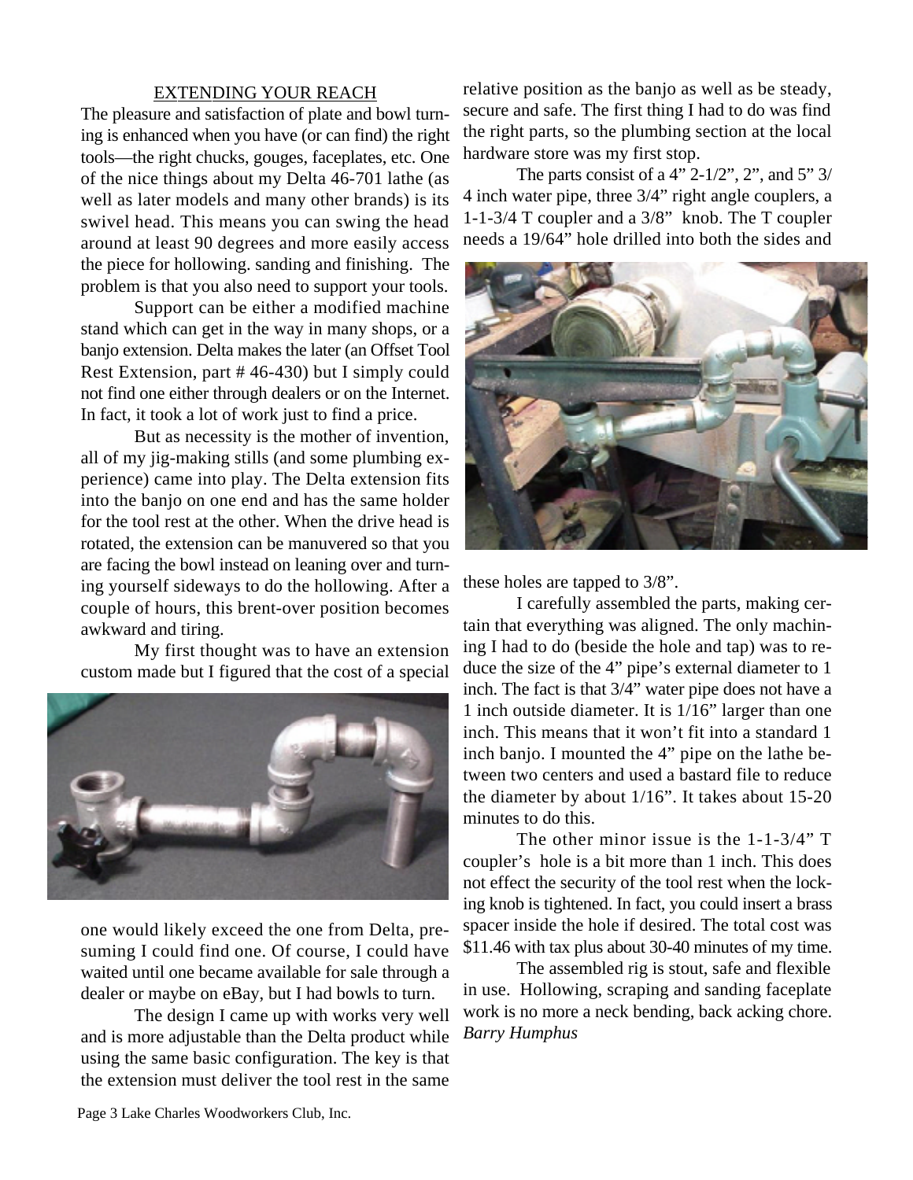## EXTENDING YOUR REACH

The pleasure and satisfaction of plate and bowl turning is enhanced when you have (or can find) the right tools—the right chucks, gouges, faceplates, etc. One of the nice things about my Delta 46-701 lathe (as well as later models and many other brands) is its swivel head. This means you can swing the head around at least 90 degrees and more easily access the piece for hollowing. sanding and finishing. The problem is that you also need to support your tools.

Support can be either a modified machine stand which can get in the way in many shops, or a banjo extension. Delta makes the later (an Offset Tool Rest Extension, part # 46-430) but I simply could not find one either through dealers or on the Internet. In fact, it took a lot of work just to find a price.

But as necessity is the mother of invention, all of my jig-making stills (and some plumbing experience) came into play. The Delta extension fits into the banjo on one end and has the same holder for the tool rest at the other. When the drive head is rotated, the extension can be manuvered so that you are facing the bowl instead on leaning over and turning yourself sideways to do the hollowing. After a couple of hours, this brent-over position becomes awkward and tiring.

My first thought was to have an extension custom made but I figured that the cost of a special one would likely exceed the one from Delta, presuming I could find one. Of course, I could have waited until one became available for sale through a dealer or maybe on eBay, but I had bowls to turn.

The design I came up with works very well and is more adjustable than the Delta product while using the same basic configuration. The key is that the extension must deliver the tool rest in the same relative position as the banjo as well as be steady, secure and safe. The first thing I had to do was find the right parts, so the plumbing section at the local hardware store was my first stop.

The parts consist of a 4" 2-1/2", 2", and 5" 3/4 inch water pipe, three 3/4" right angle couplers, a 1-1-3/4 T coupler and a 3/8" knob. The T coupler needs a 19/64" hole drilled into both the sides and these holes are tapped to 3/8".

I carefully assembled the parts, making certain that everything was aligned. The only machining I had to do (beside the hole and tap) was to reduce the size of the 4" pipe's external diameter to 1 inch. The fact is that 3/4" water pipe does not have a 1 inch outside diameter. It is 1/16" larger than one inch. This means that it won't fit into a standard 1 inch banjo. I mounted the 4" pipe on the lathe between two centers and used a bastard file to reduce the diameter by about 1/16". It takes about 15-20 minutes to do this.

The other minor issue is the 1-1-3/4" T coupler's hole is a bit more than 1 inch. This does not effect the security of the tool rest when the locking knob is tightened. In fact, you could insert a brass spacer inside the hole if desired. The total cost was $11.46 with tax plus about 30-40 minutes of my time.

The assembled rig is stout, safe and flexible in use. Hollowing, scraping and sanding faceplate work is no more a neck bending, back acking chore.

*Barry Humphus*